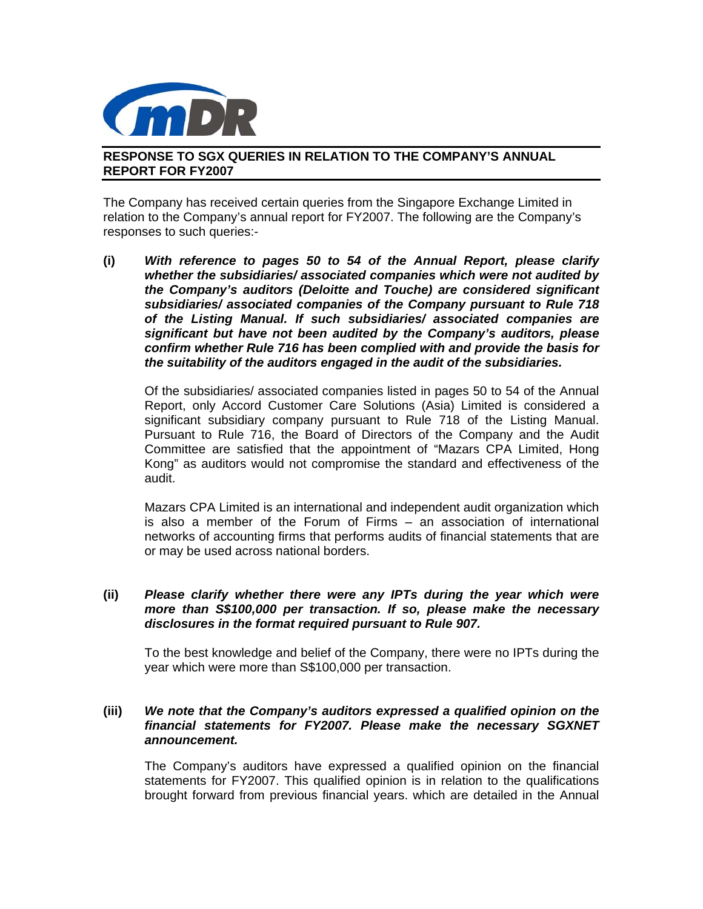mDR

**RESPONSE TO SGX QUERIES IN RELATION TO THE COMPANY'S ANNUAL REPORT FOR FY2007**

The Company has received certain queries from the Singapore Exchange Limited in relation to the Company's annual report for FY2007. The following are the Company's responses to such queries:-

**(i)** ***With reference to pages 50 to 54 of the Annual Report, please clarify whether the subsidiaries/ associated companies which were not audited by the Company's auditors (Deloitte and Touche) are considered significant subsidiaries/ associated companies of the Company pursuant to Rule 718 of the Listing Manual. If such subsidiaries/ associated companies are significant but have not been audited by the Company's auditors, please confirm whether Rule 716 has been complied with and provide the basis for the suitability of the auditors engaged in the audit of the subsidiaries.***

Of the subsidiaries/ associated companies listed in pages 50 to 54 of the Annual Report, only Accord Customer Care Solutions (Asia) Limited is considered a significant subsidiary company pursuant to Rule 718 of the Listing Manual. Pursuant to Rule 716, the Board of Directors of the Company and the Audit Committee are satisfied that the appointment of "Mazars CPA Limited, Hong Kong" as auditors would not compromise the standard and effectiveness of the audit.

Mazars CPA Limited is an international and independent audit organization which is also a member of the Forum of Firms – an association of international networks of accounting firms that performs audits of financial statements that are or may be used across national borders.

**(ii)** ***Please clarify whether there were any IPTs during the year which were more than S$100,000 per transaction. If so, please make the necessary disclosures in the format required pursuant to Rule 907.***

To the best knowledge and belief of the Company, there were no IPTs during the year which were more than S$100,000 per transaction.

**(iii)** ***We note that the Company's auditors expressed a qualified opinion on the financial statements for FY2007. Please make the necessary SGXNET announcement.***

The Company's auditors have expressed a qualified opinion on the financial statements for FY2007. This qualified opinion is in relation to the qualifications brought forward from previous financial years. which are detailed in the Annual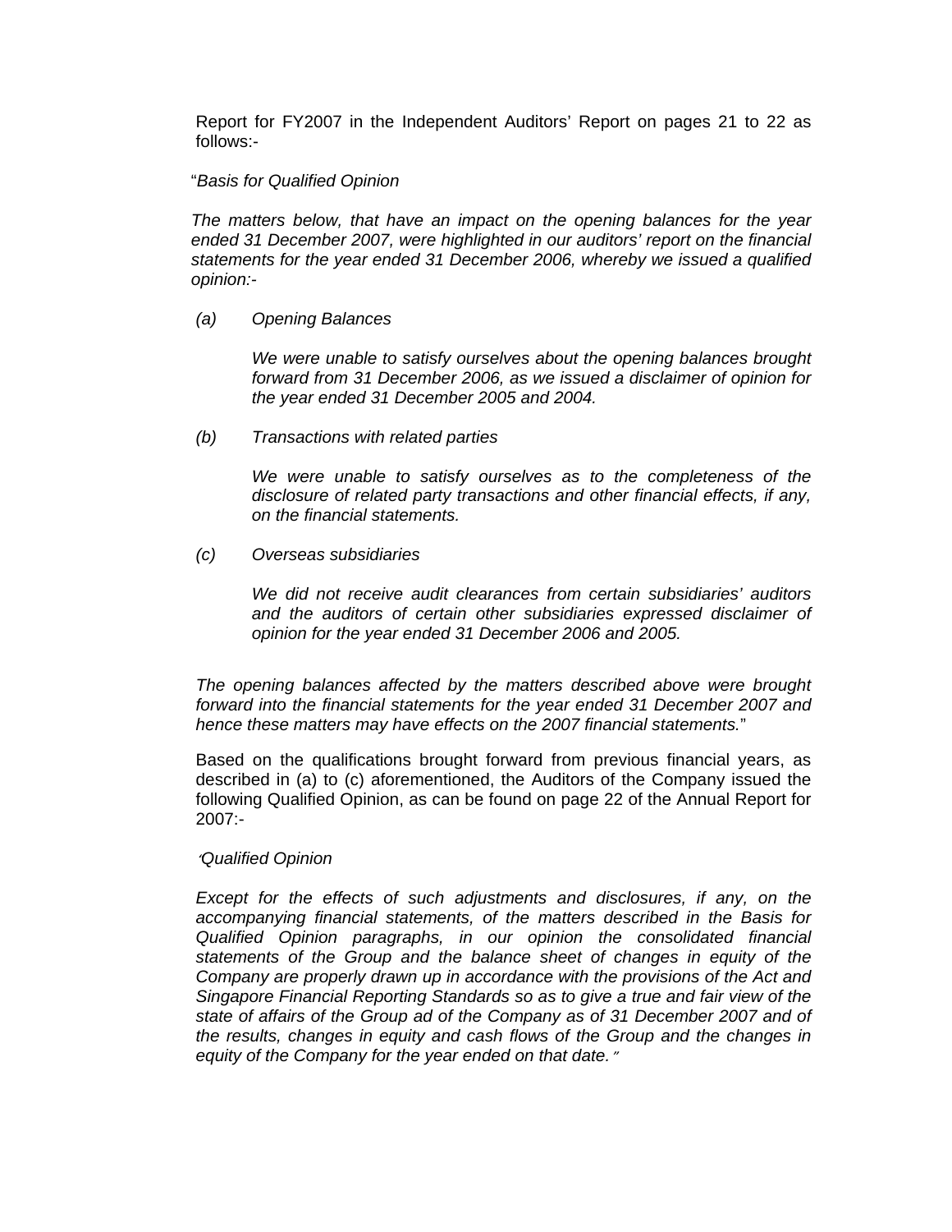Report for FY2007 in the Independent Auditors' Report on pages 21 to 22 as follows:-

"*Basis for Qualified Opinion*

*The matters below, that have an impact on the opening balances for the year ended 31 December 2007, were highlighted in our auditors' report on the financial statements for the year ended 31 December 2006, whereby we issued a qualified opinion:-*

*(a) Opening Balances*

*We were unable to satisfy ourselves about the opening balances brought forward from 31 December 2006, as we issued a disclaimer of opinion for the year ended 31 December 2005 and 2004.*

*(b) Transactions with related parties*

*We were unable to satisfy ourselves as to the completeness of the disclosure of related party transactions and other financial effects, if any, on the financial statements.*

*(c) Overseas subsidiaries*

*We did not receive audit clearances from certain subsidiaries' auditors and the auditors of certain other subsidiaries expressed disclaimer of opinion for the year ended 31 December 2006 and 2005.*

*The opening balances affected by the matters described above were brought forward into the financial statements for the year ended 31 December 2007 and hence these matters may have effects on the 2007 financial statements.*"

Based on the qualifications brought forward from previous financial years, as described in (a) to (c) aforementioned, the Auditors of the Company issued the following Qualified Opinion, as can be found on page 22 of the Annual Report for 2007:-

"*Qualified Opinion*

*Except for the effects of such adjustments and disclosures, if any, on the accompanying financial statements, of the matters described in the Basis for Qualified Opinion paragraphs, in our opinion the consolidated financial statements of the Group and the balance sheet of changes in equity of the Company are properly drawn up in accordance with the provisions of the Act and Singapore Financial Reporting Standards so as to give a true and fair view of the state of affairs of the Group ad of the Company as of 31 December 2007 and of the results, changes in equity and cash flows of the Group and the changes in equity of the Company for the year ended on that date.*"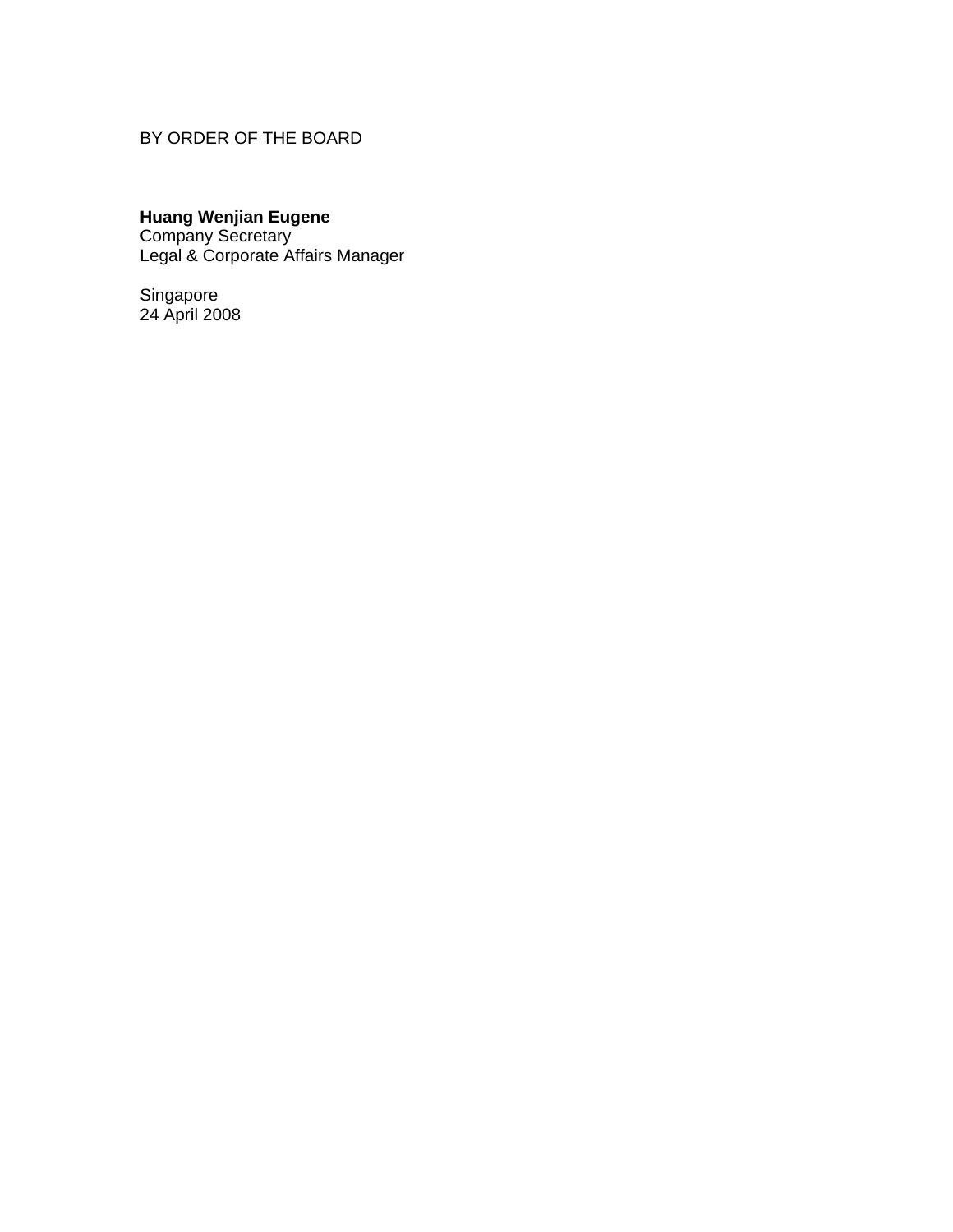BY ORDER OF THE BOARD

**Huang Wenjian Eugene**
Company Secretary
Legal & Corporate Affairs Manager

Singapore
24 April 2008